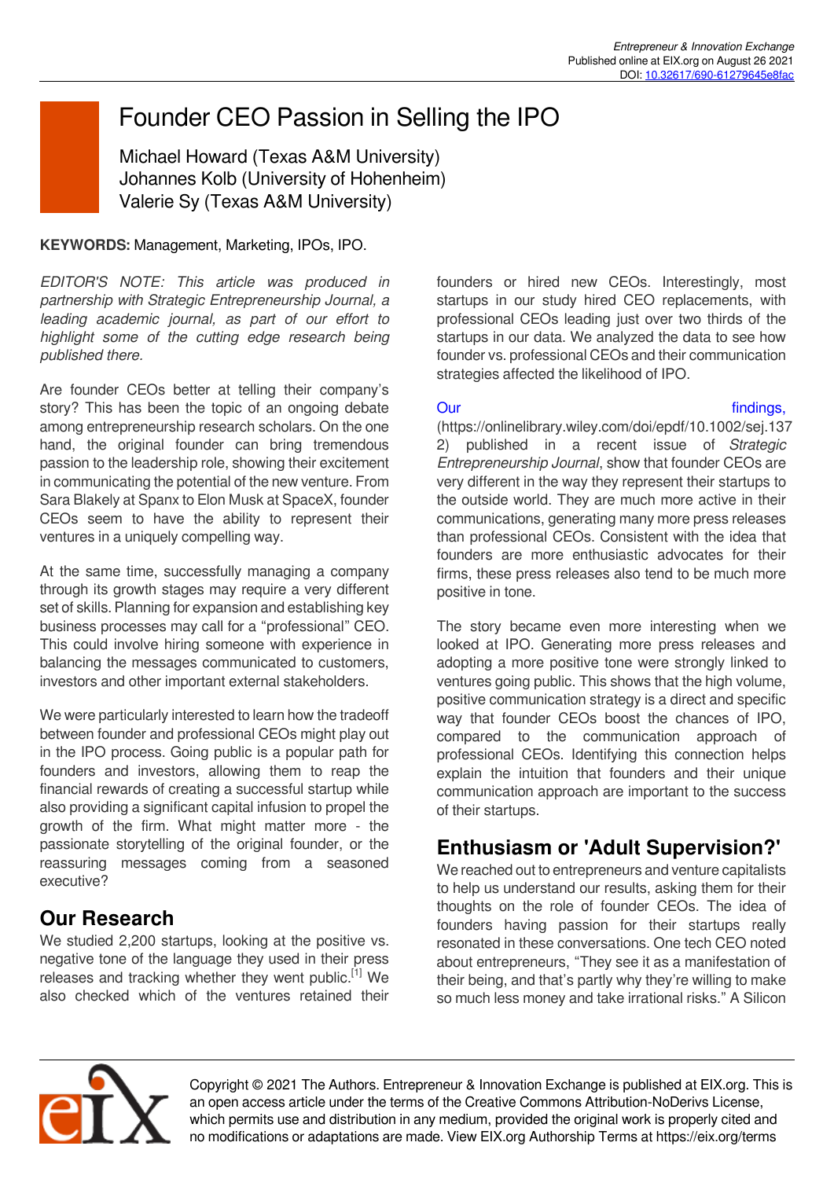# Founder CEO Passion in Selling the IPO

Michael Howard (Texas A&M University)
Johannes Kolb (University of Hohenheim)
Valerie Sy (Texas A&M University)

**KEYWORDS:** Management, Marketing, IPOs, IPO.

*EDITOR'S NOTE: This article was produced in partnership with Strategic Entrepreneurship Journal, a leading academic journal, as part of our effort to highlight some of the cutting edge research being published there.*

Are founder CEOs better at telling their company's story? This has been the topic of an ongoing debate among entrepreneurship research scholars. On the one hand, the original founder can bring tremendous passion to the leadership role, showing their excitement in communicating the potential of the new venture. From Sara Blakely at Spanx to Elon Musk at SpaceX, founder CEOs seem to have the ability to represent their ventures in a uniquely compelling way.

At the same time, successfully managing a company through its growth stages may require a very different set of skills. Planning for expansion and establishing key business processes may call for a "professional" CEO. This could involve hiring someone with experience in balancing the messages communicated to customers, investors and other important external stakeholders.

We were particularly interested to learn how the tradeoff between founder and professional CEOs might play out in the IPO process. Going public is a popular path for founders and investors, allowing them to reap the financial rewards of creating a successful startup while also providing a significant capital infusion to propel the growth of the firm. What might matter more - the passionate storytelling of the original founder, or the reassuring messages coming from a seasoned executive?

## Our Research

We studied 2,200 startups, looking at the positive vs. negative tone of the language they used in their press releases and tracking whether they went public.[1] We also checked which of the ventures retained their founders or hired new CEOs. Interestingly, most startups in our study hired CEO replacements, with professional CEOs leading just over two thirds of the startups in our data. We analyzed the data to see how founder vs. professional CEOs and their communication strategies affected the likelihood of IPO.

Our findings, (https://onlinelibrary.wiley.com/doi/epdf/10.1002/sej.1372) published in a recent issue of *Strategic Entrepreneurship Journal*, show that founder CEOs are very different in the way they represent their startups to the outside world. They are much more active in their communications, generating many more press releases than professional CEOs. Consistent with the idea that founders are more enthusiastic advocates for their firms, these press releases also tend to be much more positive in tone.

The story became even more interesting when we looked at IPO. Generating more press releases and adopting a more positive tone were strongly linked to ventures going public. This shows that the high volume, positive communication strategy is a direct and specific way that founder CEOs boost the chances of IPO, compared to the communication approach of professional CEOs. Identifying this connection helps explain the intuition that founders and their unique communication approach are important to the success of their startups.

## Enthusiasm or 'Adult Supervision?'

We reached out to entrepreneurs and venture capitalists to help us understand our results, asking them for their thoughts on the role of founder CEOs. The idea of founders having passion for their startups really resonated in these conversations. One tech CEO noted about entrepreneurs, "They see it as a manifestation of their being, and that's partly why they're willing to make so much less money and take irrational risks." A Silicon

Copyright © 2021 The Authors. Entrepreneur & Innovation Exchange is published at EIX.org. This is an open access article under the terms of the Creative Commons Attribution-NoDerivs License, which permits use and distribution in any medium, provided the original work is properly cited and no modifications or adaptations are made. View EIX.org Authorship Terms at https://eix.org/terms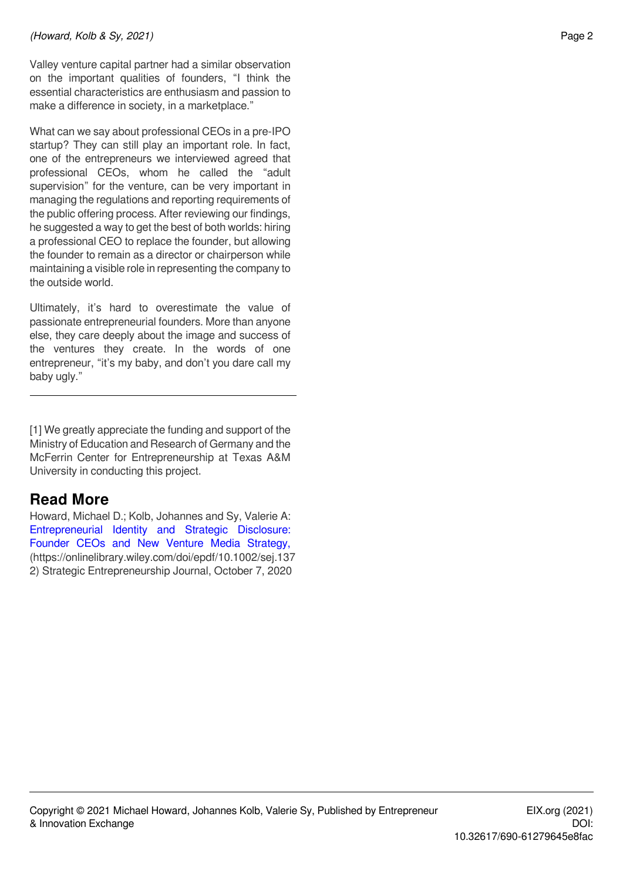Valley venture capital partner had a similar observation on the important qualities of founders, "I think the essential characteristics are enthusiasm and passion to make a difference in society, in a marketplace."

What can we say about professional CEOs in a pre-IPO startup? They can still play an important role. In fact, one of the entrepreneurs we interviewed agreed that professional CEOs, whom he called the "adult supervision" for the venture, can be very important in managing the regulations and reporting requirements of the public offering process. After reviewing our findings, he suggested a way to get the best of both worlds: hiring a professional CEO to replace the founder, but allowing the founder to remain as a director or chairperson while maintaining a visible role in representing the company to the outside world.

Ultimately, it's hard to overestimate the value of passionate entrepreneurial founders. More than anyone else, they care deeply about the image and success of the ventures they create. In the words of one entrepreneur, "it's my baby, and don't you dare call my baby ugly."

---

[1] We greatly appreciate the funding and support of the Ministry of Education and Research of Germany and the McFerrin Center for Entrepreneurship at Texas A&M University in conducting this project.

## Read More

Howard, Michael D.; Kolb, Johannes and Sy, Valerie A: Entrepreneurial Identity and Strategic Disclosure: Founder CEOs and New Venture Media Strategy, (https://onlinelibrary.wiley.com/doi/epdf/10.1002/sej.1372) Strategic Entrepreneurship Journal, October 7, 2020

Copyright © 2021 Michael Howard, Johannes Kolb, Valerie Sy, Published by Entrepreneur & Innovation Exchange

EIX.org (2021) DOI: 10.32617/690-61279645e8fac